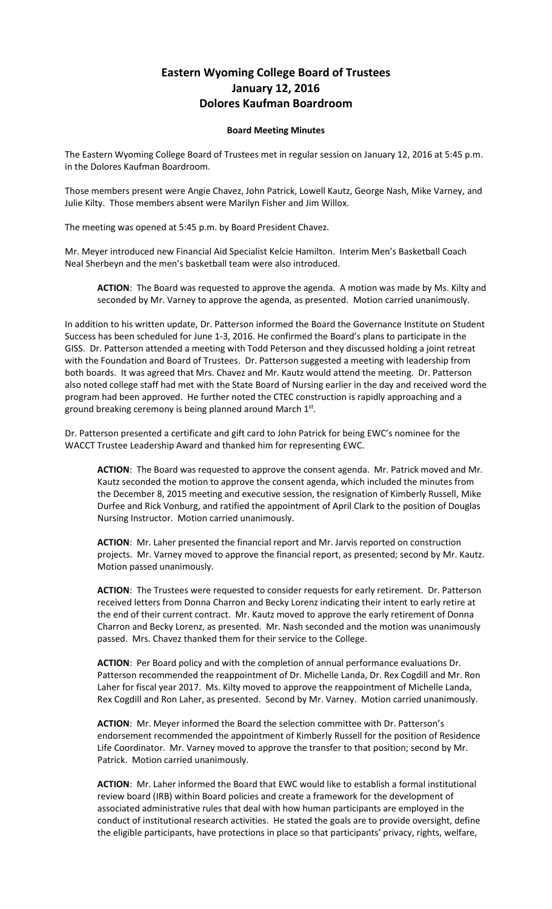# Eastern Wyoming College Board of Trustees
# January 12, 2016
# Dolores Kaufman Boardroom

### Board Meeting Minutes

The Eastern Wyoming College Board of Trustees met in regular session on January 12, 2016 at 5:45 p.m. in the Dolores Kaufman Boardroom.

Those members present were Angie Chavez, John Patrick, Lowell Kautz, George Nash, Mike Varney, and Julie Kilty. Those members absent were Marilyn Fisher and Jim Willox.

The meeting was opened at 5:45 p.m. by Board President Chavez.

Mr. Meyer introduced new Financial Aid Specialist Kelcie Hamilton. Interim Men's Basketball Coach Neal Sherbeyn and the men's basketball team were also introduced.

> **ACTION**: The Board was requested to approve the agenda. A motion was made by Ms. Kilty and seconded by Mr. Varney to approve the agenda, as presented. Motion carried unanimously.

In addition to his written update, Dr. Patterson informed the Board the Governance Institute on Student Success has been scheduled for June 1-3, 2016. He confirmed the Board's plans to participate in the GISS. Dr. Patterson attended a meeting with Todd Peterson and they discussed holding a joint retreat with the Foundation and Board of Trustees. Dr. Patterson suggested a meeting with leadership from both boards. It was agreed that Mrs. Chavez and Mr. Kautz would attend the meeting. Dr. Patterson also noted college staff had met with the State Board of Nursing earlier in the day and received word the program had been approved. He further noted the CTEC construction is rapidly approaching and a ground breaking ceremony is being planned around March 1st.

Dr. Patterson presented a certificate and gift card to John Patrick for being EWC's nominee for the WACCT Trustee Leadership Award and thanked him for representing EWC.

> **ACTION**: The Board was requested to approve the consent agenda. Mr. Patrick moved and Mr. Kautz seconded the motion to approve the consent agenda, which included the minutes from the December 8, 2015 meeting and executive session, the resignation of Kimberly Russell, Mike Durfee and Rick Vonburg, and ratified the appointment of April Clark to the position of Douglas Nursing Instructor. Motion carried unanimously.

> **ACTION**: Mr. Laher presented the financial report and Mr. Jarvis reported on construction projects. Mr. Varney moved to approve the financial report, as presented; second by Mr. Kautz. Motion passed unanimously.

> **ACTION**: The Trustees were requested to consider requests for early retirement. Dr. Patterson received letters from Donna Charron and Becky Lorenz indicating their intent to early retire at the end of their current contract. Mr. Kautz moved to approve the early retirement of Donna Charron and Becky Lorenz, as presented. Mr. Nash seconded and the motion was unanimously passed. Mrs. Chavez thanked them for their service to the College.

> **ACTION**: Per Board policy and with the completion of annual performance evaluations Dr. Patterson recommended the reappointment of Dr. Michelle Landa, Dr. Rex Cogdill and Mr. Ron Laher for fiscal year 2017. Ms. Kilty moved to approve the reappointment of Michelle Landa, Rex Cogdill and Ron Laher, as presented. Second by Mr. Varney. Motion carried unanimously.

> **ACTION**: Mr. Meyer informed the Board the selection committee with Dr. Patterson's endorsement recommended the appointment of Kimberly Russell for the position of Residence Life Coordinator. Mr. Varney moved to approve the transfer to that position; second by Mr. Patrick. Motion carried unanimously.

> **ACTION**: Mr. Laher informed the Board that EWC would like to establish a formal institutional review board (IRB) within Board policies and create a framework for the development of associated administrative rules that deal with how human participants are employed in the conduct of institutional research activities. He stated the goals are to provide oversight, define the eligible participants, have protections in place so that participants' privacy, rights, welfare,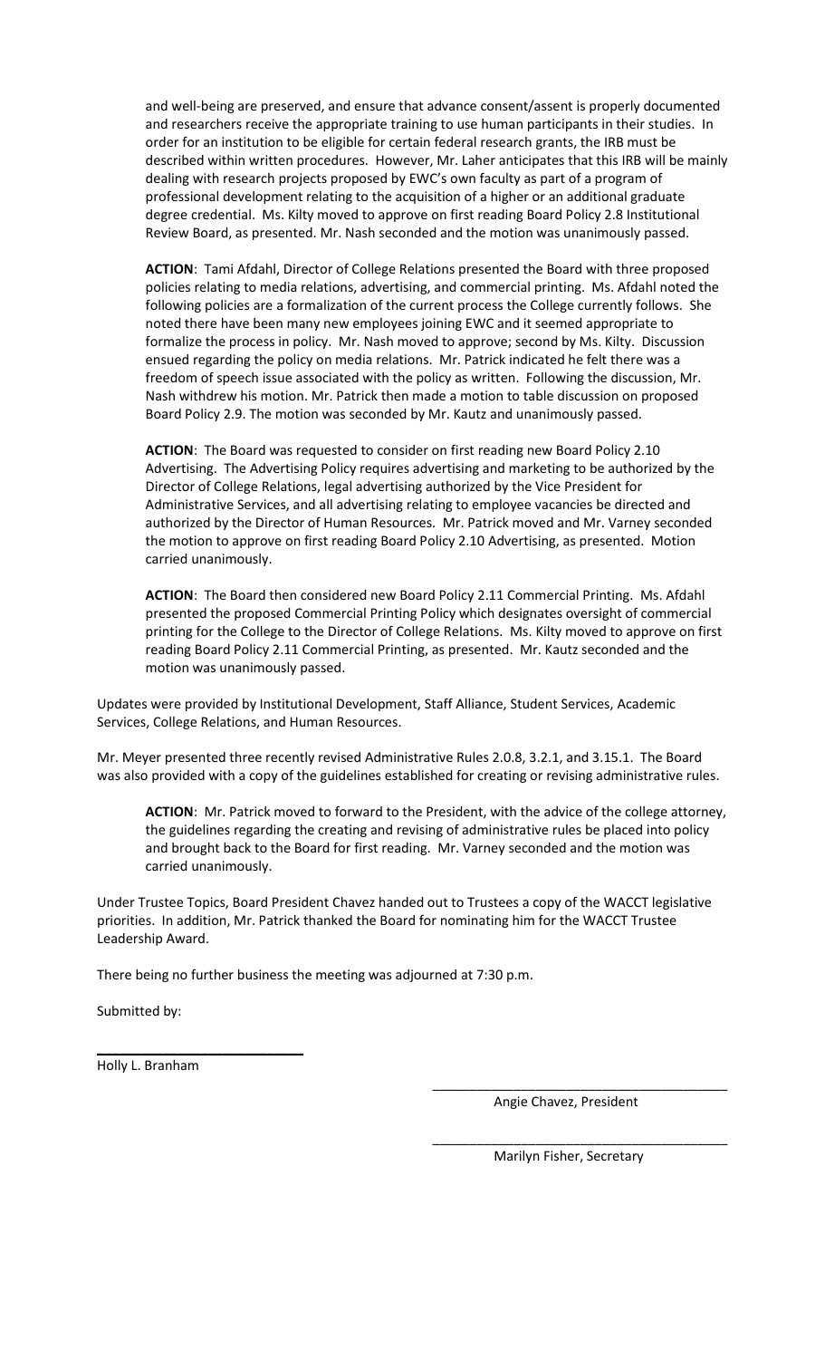and well-being are preserved, and ensure that advance consent/assent is properly documented and researchers receive the appropriate training to use human participants in their studies. In order for an institution to be eligible for certain federal research grants, the IRB must be described within written procedures. However, Mr. Laher anticipates that this IRB will be mainly dealing with research projects proposed by EWC's own faculty as part of a program of professional development relating to the acquisition of a higher or an additional graduate degree credential. Ms. Kilty moved to approve on first reading Board Policy 2.8 Institutional Review Board, as presented. Mr. Nash seconded and the motion was unanimously passed.

**ACTION**: Tami Afdahl, Director of College Relations presented the Board with three proposed policies relating to media relations, advertising, and commercial printing. Ms. Afdahl noted the following policies are a formalization of the current process the College currently follows. She noted there have been many new employees joining EWC and it seemed appropriate to formalize the process in policy. Mr. Nash moved to approve; second by Ms. Kilty. Discussion ensued regarding the policy on media relations. Mr. Patrick indicated he felt there was a freedom of speech issue associated with the policy as written. Following the discussion, Mr. Nash withdrew his motion. Mr. Patrick then made a motion to table discussion on proposed Board Policy 2.9. The motion was seconded by Mr. Kautz and unanimously passed.

**ACTION**: The Board was requested to consider on first reading new Board Policy 2.10 Advertising. The Advertising Policy requires advertising and marketing to be authorized by the Director of College Relations, legal advertising authorized by the Vice President for Administrative Services, and all advertising relating to employee vacancies be directed and authorized by the Director of Human Resources. Mr. Patrick moved and Mr. Varney seconded the motion to approve on first reading Board Policy 2.10 Advertising, as presented. Motion carried unanimously.

**ACTION**: The Board then considered new Board Policy 2.11 Commercial Printing. Ms. Afdahl presented the proposed Commercial Printing Policy which designates oversight of commercial printing for the College to the Director of College Relations. Ms. Kilty moved to approve on first reading Board Policy 2.11 Commercial Printing, as presented. Mr. Kautz seconded and the motion was unanimously passed.

Updates were provided by Institutional Development, Staff Alliance, Student Services, Academic Services, College Relations, and Human Resources.

Mr. Meyer presented three recently revised Administrative Rules 2.0.8, 3.2.1, and 3.15.1. The Board was also provided with a copy of the guidelines established for creating or revising administrative rules.

**ACTION**: Mr. Patrick moved to forward to the President, with the advice of the college attorney, the guidelines regarding the creating and revising of administrative rules be placed into policy and brought back to the Board for first reading. Mr. Varney seconded and the motion was carried unanimously.

Under Trustee Topics, Board President Chavez handed out to Trustees a copy of the WACCT legislative priorities. In addition, Mr. Patrick thanked the Board for nominating him for the WACCT Trustee Leadership Award.

There being no further business the meeting was adjourned at 7:30 p.m.

Submitted by:

\_\_\_\_\_\_\_\_\_\_\_\_\_\_\_\_\_\_\_\_\_\_\_\_\_\_\_\_
Holly L. Branham

\_\_\_\_\_\_\_\_\_\_\_\_\_\_\_\_\_\_\_\_\_\_\_\_\_\_\_\_\_\_\_\_\_\_\_\_\_\_\_\_
Angie Chavez, President

\_\_\_\_\_\_\_\_\_\_\_\_\_\_\_\_\_\_\_\_\_\_\_\_\_\_\_\_\_\_\_\_\_\_\_\_\_\_\_\_
Marilyn Fisher, Secretary